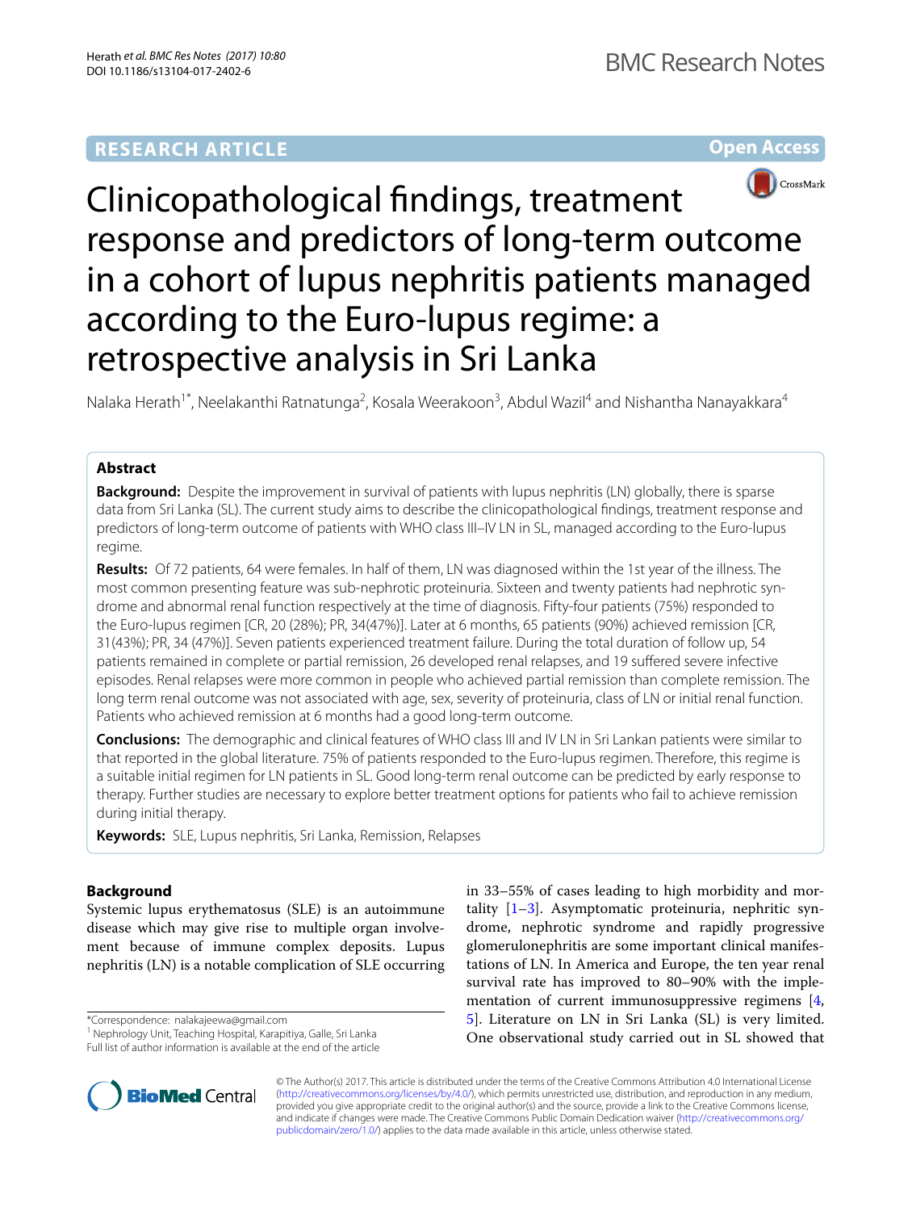RESEARCH ARTICLE

Open Access

# Clinicopathological findings, treatment response and predictors of long-term outcome in a cohort of lupus nephritis patients managed according to the Euro-lupus regime: a retrospective analysis in Sri Lanka

Nalaka Herath[1*], Neelakanthi Ratnatunga[2], Kosala Weerakoon[3], Abdul Wazil[4] and Nishantha Nanayakkara[4]

## Abstract

**Background:** Despite the improvement in survival of patients with lupus nephritis (LN) globally, there is sparse data from Sri Lanka (SL). The current study aims to describe the clinicopathological findings, treatment response and predictors of long-term outcome of patients with WHO class III–IV LN in SL, managed according to the Euro-lupus regime.

**Results:** Of 72 patients, 64 were females. In half of them, LN was diagnosed within the 1st year of the illness. The most common presenting feature was sub-nephrotic proteinuria. Sixteen and twenty patients had nephrotic syndrome and abnormal renal function respectively at the time of diagnosis. Fifty-four patients (75%) responded to the Euro-lupus regimen [CR, 20 (28%); PR, 34(47%)]. Later at 6 months, 65 patients (90%) achieved remission [CR, 31(43%); PR, 34 (47%)]. Seven patients experienced treatment failure. During the total duration of follow up, 54 patients remained in complete or partial remission, 26 developed renal relapses, and 19 suffered severe infective episodes. Renal relapses were more common in people who achieved partial remission than complete remission. The long term renal outcome was not associated with age, sex, severity of proteinuria, class of LN or initial renal function. Patients who achieved remission at 6 months had a good long-term outcome.

**Conclusions:** The demographic and clinical features of WHO class III and IV LN in Sri Lankan patients were similar to that reported in the global literature. 75% of patients responded to the Euro-lupus regimen. Therefore, this regime is a suitable initial regimen for LN patients in SL. Good long-term renal outcome can be predicted by early response to therapy. Further studies are necessary to explore better treatment options for patients who fail to achieve remission during initial therapy.

**Keywords:** SLE, Lupus nephritis, Sri Lanka, Remission, Relapses

## Background

Systemic lupus erythematosus (SLE) is an autoimmune disease which may give rise to multiple organ involvement because of immune complex deposits. Lupus nephritis (LN) is a notable complication of SLE occurring in 33–55% of cases leading to high morbidity and mortality [1–3]. Asymptomatic proteinuria, nephritic syndrome, nephrotic syndrome and rapidly progressive glomerulonephritis are some important clinical manifestations of LN. In America and Europe, the ten year renal survival rate has improved to 80–90% with the implementation of current immunosuppressive regimens [4, 5]. Literature on LN in Sri Lanka (SL) is very limited. One observational study carried out in SL showed that

*Correspondence: nalakajeewa@gmail.com
[1] Nephrology Unit, Teaching Hospital, Karapitiya, Galle, Sri Lanka
Full list of author information is available at the end of the article

© The Author(s) 2017. This article is distributed under the terms of the Creative Commons Attribution 4.0 International License (http://creativecommons.org/licenses/by/4.0/), which permits unrestricted use, distribution, and reproduction in any medium, provided you give appropriate credit to the original author(s) and the source, provide a link to the Creative Commons license, and indicate if changes were made. The Creative Commons Public Domain Dedication waiver (http://creativecommons.org/publicdomain/zero/1.0/) applies to the data made available in this article, unless otherwise stated.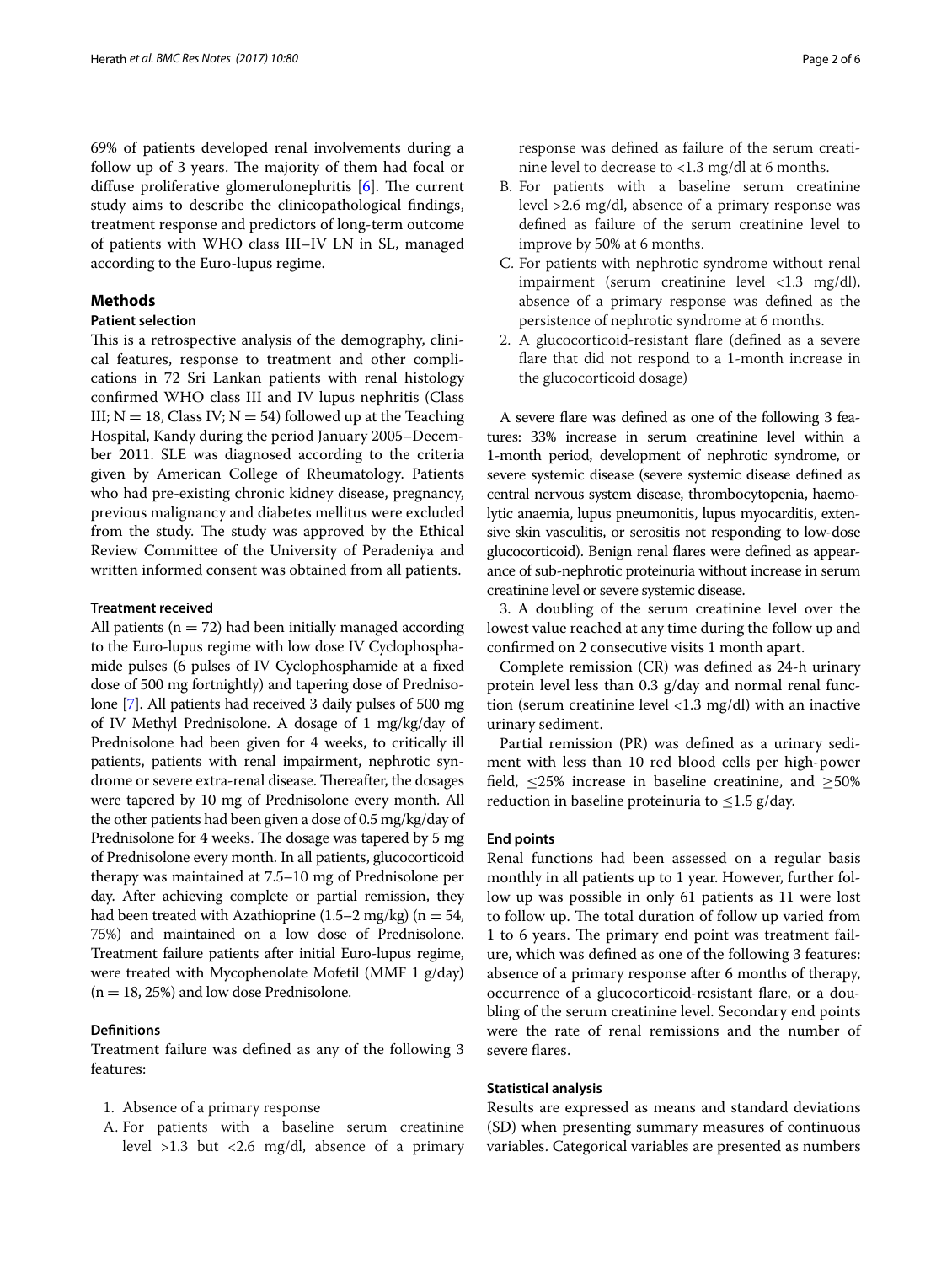69% of patients developed renal involvements during a follow up of 3 years. The majority of them had focal or diffuse proliferative glomerulonephritis [6]. The current study aims to describe the clinicopathological findings, treatment response and predictors of long-term outcome of patients with WHO class III–IV LN in SL, managed according to the Euro-lupus regime.

## Methods

### Patient selection

This is a retrospective analysis of the demography, clinical features, response to treatment and other complications in 72 Sri Lankan patients with renal histology confirmed WHO class III and IV lupus nephritis (Class III; N = 18, Class IV; N = 54) followed up at the Teaching Hospital, Kandy during the period January 2005–December 2011. SLE was diagnosed according to the criteria given by American College of Rheumatology. Patients who had pre-existing chronic kidney disease, pregnancy, previous malignancy and diabetes mellitus were excluded from the study. The study was approved by the Ethical Review Committee of the University of Peradeniya and written informed consent was obtained from all patients.

### Treatment received

All patients (n = 72) had been initially managed according to the Euro-lupus regime with low dose IV Cyclophosphamide pulses (6 pulses of IV Cyclophosphamide at a fixed dose of 500 mg fortnightly) and tapering dose of Prednisolone [7]. All patients had received 3 daily pulses of 500 mg of IV Methyl Prednisolone. A dosage of 1 mg/kg/day of Prednisolone had been given for 4 weeks, to critically ill patients, patients with renal impairment, nephrotic syndrome or severe extra-renal disease. Thereafter, the dosages were tapered by 10 mg of Prednisolone every month. All the other patients had been given a dose of 0.5 mg/kg/day of Prednisolone for 4 weeks. The dosage was tapered by 5 mg of Prednisolone every month. In all patients, glucocorticoid therapy was maintained at 7.5–10 mg of Prednisolone per day. After achieving complete or partial remission, they had been treated with Azathioprine (1.5–2 mg/kg) (n = 54, 75%) and maintained on a low dose of Prednisolone. Treatment failure patients after initial Euro-lupus regime, were treated with Mycophenolate Mofetil (MMF 1 g/day) (n = 18, 25%) and low dose Prednisolone.

### Definitions

Treatment failure was defined as any of the following 3 features:

1. Absence of a primary response

A. For patients with a baseline serum creatinine level >1.3 but <2.6 mg/dl, absence of a primary response was defined as failure of the serum creatinine level to decrease to <1.3 mg/dl at 6 months.

B. For patients with a baseline serum creatinine level >2.6 mg/dl, absence of a primary response was defined as failure of the serum creatinine level to improve by 50% at 6 months.

C. For patients with nephrotic syndrome without renal impairment (serum creatinine level <1.3 mg/dl), absence of a primary response was defined as the persistence of nephrotic syndrome at 6 months.

2. A glucocorticoid-resistant flare (defined as a severe flare that did not respond to a 1-month increase in the glucocorticoid dosage)

A severe flare was defined as one of the following 3 features: 33% increase in serum creatinine level within a 1-month period, development of nephrotic syndrome, or severe systemic disease (severe systemic disease defined as central nervous system disease, thrombocytopenia, haemolytic anaemia, lupus pneumonitis, lupus myocarditis, extensive skin vasculitis, or serositis not responding to low-dose glucocorticoid). Benign renal flares were defined as appearance of sub-nephrotic proteinuria without increase in serum creatinine level or severe systemic disease.

3. A doubling of the serum creatinine level over the lowest value reached at any time during the follow up and confirmed on 2 consecutive visits 1 month apart.

Complete remission (CR) was defined as 24-h urinary protein level less than 0.3 g/day and normal renal function (serum creatinine level <1.3 mg/dl) with an inactive urinary sediment.

Partial remission (PR) was defined as a urinary sediment with less than 10 red blood cells per high-power field, ≤25% increase in baseline creatinine, and ≥50% reduction in baseline proteinuria to ≤1.5 g/day.

### End points

Renal functions had been assessed on a regular basis monthly in all patients up to 1 year. However, further follow up was possible in only 61 patients as 11 were lost to follow up. The total duration of follow up varied from 1 to 6 years. The primary end point was treatment failure, which was defined as one of the following 3 features: absence of a primary response after 6 months of therapy, occurrence of a glucocorticoid-resistant flare, or a doubling of the serum creatinine level. Secondary end points were the rate of renal remissions and the number of severe flares.

### Statistical analysis

Results are expressed as means and standard deviations (SD) when presenting summary measures of continuous variables. Categorical variables are presented as numbers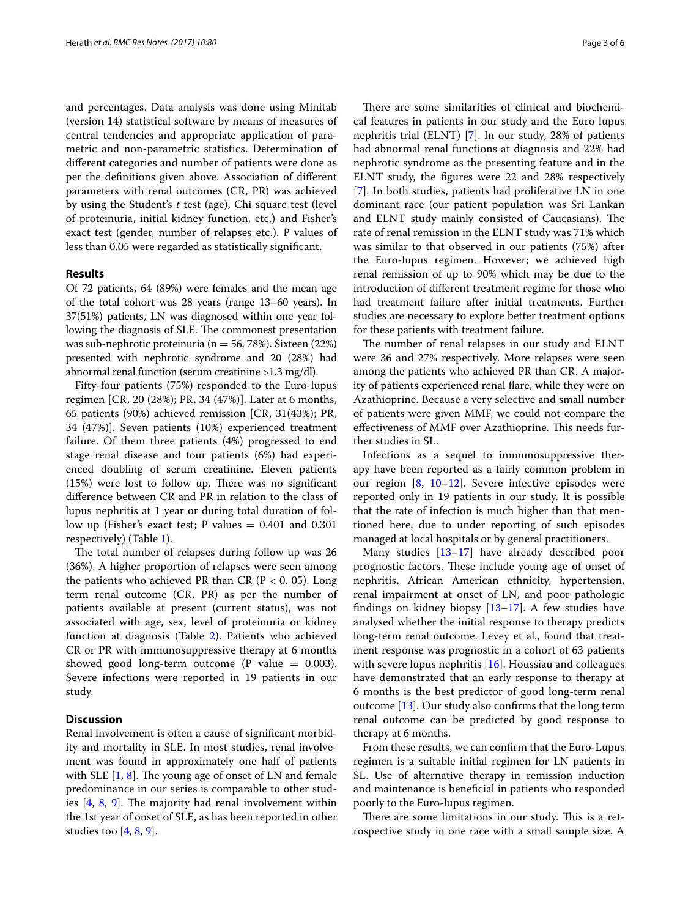and percentages. Data analysis was done using Minitab (version 14) statistical software by means of measures of central tendencies and appropriate application of parametric and non-parametric statistics. Determination of different categories and number of patients were done as per the definitions given above. Association of different parameters with renal outcomes (CR, PR) was achieved by using the Student's *t* test (age), Chi square test (level of proteinuria, initial kidney function, etc.) and Fisher's exact test (gender, number of relapses etc.). P values of less than 0.05 were regarded as statistically significant.

## Results

Of 72 patients, 64 (89%) were females and the mean age of the total cohort was 28 years (range 13–60 years). In 37(51%) patients, LN was diagnosed within one year following the diagnosis of SLE. The commonest presentation was sub-nephrotic proteinuria ($n = 56$, 78%). Sixteen (22%) presented with nephrotic syndrome and 20 (28%) had abnormal renal function (serum creatinine >1.3 mg/dl).

Fifty-four patients (75%) responded to the Euro-lupus regimen [CR, 20 (28%); PR, 34 (47%)]. Later at 6 months, 65 patients (90%) achieved remission [CR, 31(43%); PR, 34 (47%)]. Seven patients (10%) experienced treatment failure. Of them three patients (4%) progressed to end stage renal disease and four patients (6%) had experienced doubling of serum creatinine. Eleven patients (15%) were lost to follow up. There was no significant difference between CR and PR in relation to the class of lupus nephritis at 1 year or during total duration of follow up (Fisher's exact test; P values = 0.401 and 0.301 respectively) (Table 1).

The total number of relapses during follow up was 26 (36%). A higher proportion of relapses were seen among the patients who achieved PR than CR ($P < 0.05$). Long term renal outcome (CR, PR) as per the number of patients available at present (current status), was not associated with age, sex, level of proteinuria or kidney function at diagnosis (Table 2). Patients who achieved CR or PR with immunosuppressive therapy at 6 months showed good long-term outcome (P value = 0.003). Severe infections were reported in 19 patients in our study.

## Discussion

Renal involvement is often a cause of significant morbidity and mortality in SLE. In most studies, renal involvement was found in approximately one half of patients with SLE [1, 8]. The young age of onset of LN and female predominance in our series is comparable to other studies [4, 8, 9]. The majority had renal involvement within the 1st year of onset of SLE, as has been reported in other studies too [4, 8, 9].

There are some similarities of clinical and biochemical features in patients in our study and the Euro lupus nephritis trial (ELNT) [7]. In our study, 28% of patients had abnormal renal functions at diagnosis and 22% had nephrotic syndrome as the presenting feature and in the ELNT study, the figures were 22 and 28% respectively [7]. In both studies, patients had proliferative LN in one dominant race (our patient population was Sri Lankan and ELNT study mainly consisted of Caucasians). The rate of renal remission in the ELNT study was 71% which was similar to that observed in our patients (75%) after the Euro-lupus regimen. However; we achieved high renal remission of up to 90% which may be due to the introduction of different treatment regime for those who had treatment failure after initial treatments. Further studies are necessary to explore better treatment options for these patients with treatment failure.

The number of renal relapses in our study and ELNT were 36 and 27% respectively. More relapses were seen among the patients who achieved PR than CR. A majority of patients experienced renal flare, while they were on Azathioprine. Because a very selective and small number of patients were given MMF, we could not compare the effectiveness of MMF over Azathioprine. This needs further studies in SL.

Infections as a sequel to immunosuppressive therapy have been reported as a fairly common problem in our region [8, 10–12]. Severe infective episodes were reported only in 19 patients in our study. It is possible that the rate of infection is much higher than that mentioned here, due to under reporting of such episodes managed at local hospitals or by general practitioners.

Many studies [13–17] have already described poor prognostic factors. These include young age of onset of nephritis, African American ethnicity, hypertension, renal impairment at onset of LN, and poor pathologic findings on kidney biopsy [13–17]. A few studies have analysed whether the initial response to therapy predicts long-term renal outcome. Levey et al., found that treatment response was prognostic in a cohort of 63 patients with severe lupus nephritis [16]. Houssiau and colleagues have demonstrated that an early response to therapy at 6 months is the best predictor of good long-term renal outcome [13]. Our study also confirms that the long term renal outcome can be predicted by good response to therapy at 6 months.

From these results, we can confirm that the Euro-Lupus regimen is a suitable initial regimen for LN patients in SL. Use of alternative therapy in remission induction and maintenance is beneficial in patients who responded poorly to the Euro-lupus regimen.

There are some limitations in our study. This is a retrospective study in one race with a small sample size. A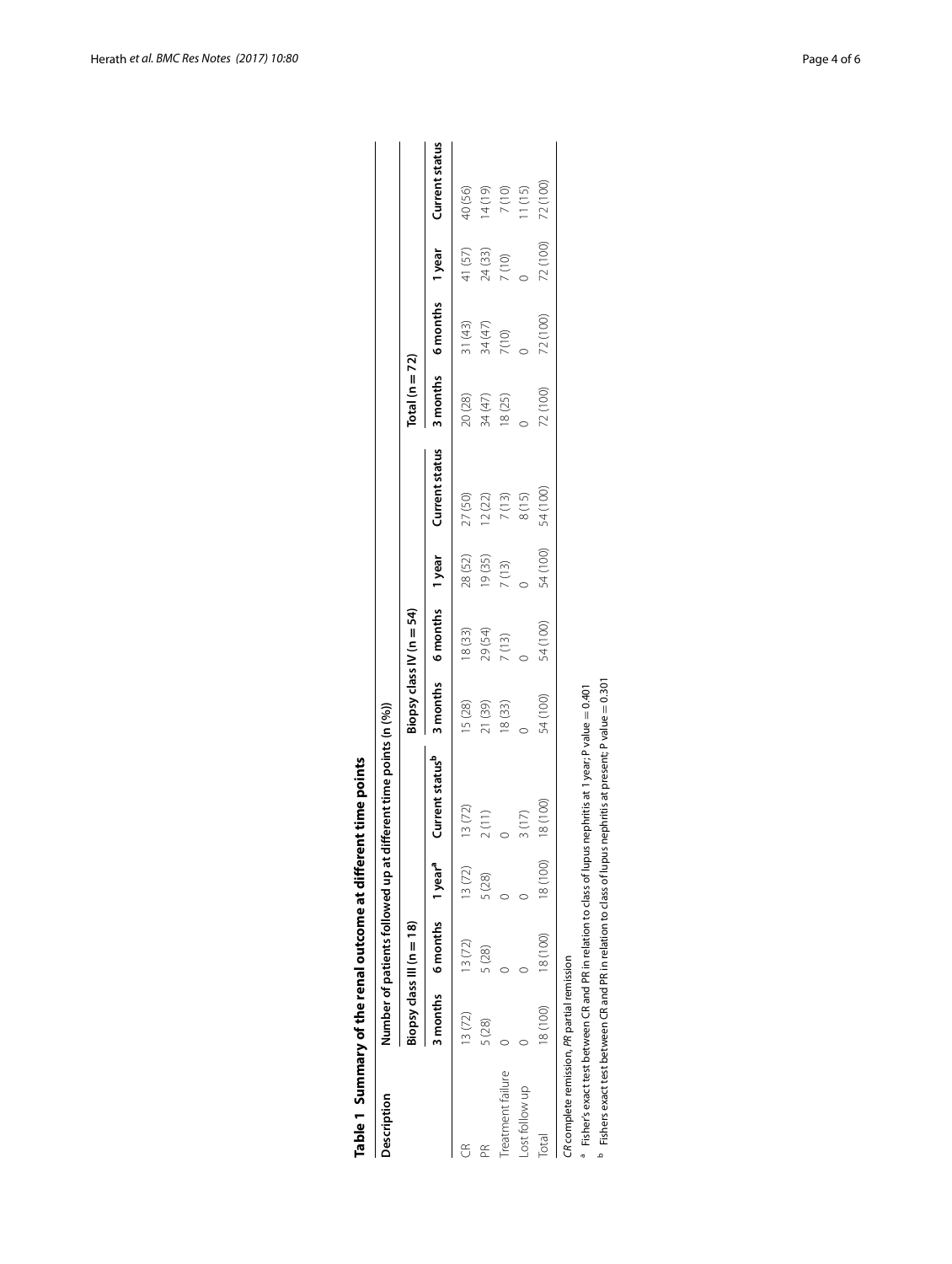**Table 1 Summary of the renal outcome at different time points**

| Description | Number of patients followed up at different time points (n (%)) | | | | | | | | | | | |
|---|---|---|---|---|---|---|---|---|---|---|---|---|
| | Biopsy class III (n = 18) | | | | Biopsy class IV (n = 54) | | | | Total (n = 72) | | | |
| | 3 months | 6 months | 1 year[a] | Current status[b] | 3 months | 6 months | 1 year | Current status | 3 months | 6 months | 1 year | Current status |
| CR | 13 (72) | 13 (72) | 13 (72) | 13 (72) | 15 (28) | 18 (33) | 28 (52) | 27 (50) | 20 (28) | 31 (43) | 41 (57) | 40 (56) |
| PR | 5 (28) | 5 (28) | 5 (28) | 2 (11) | 21 (39) | 29 (54) | 19 (35) | 12 (22) | 34 (47) | 34 (47) | 24 (33) | 14 (19) |
| Treatment failure | 0 | 0 | 0 | 0 | 18 (33) | 7 (13) | 7 (13) | 7 (13) | 18 (25) | 7 (10) | 7 (10) | 7 (10) |
| Lost follow up | 0 | 0 | 0 | 3 (17) | 0 | 0 | 0 | 8 (15) | 0 | 0 | 0 | 11 (15) |
| Total | 18 (100) | 18 (100) | 18 (100) | 18 (100) | 54 (100) | 54 (100) | 54 (100) | 54 (100) | 72 (100) | 72 (100) | 72 (100) | 72 (100) |

*CR* complete remission, *PR* partial remission

[a] Fisher's exact test between CR and PR in relation to class of lupus nephritis at 1 year; P value = 0.401

[b] Fishers exact test between CR and PR in relation to class of lupus nephritis at present; P value = 0.301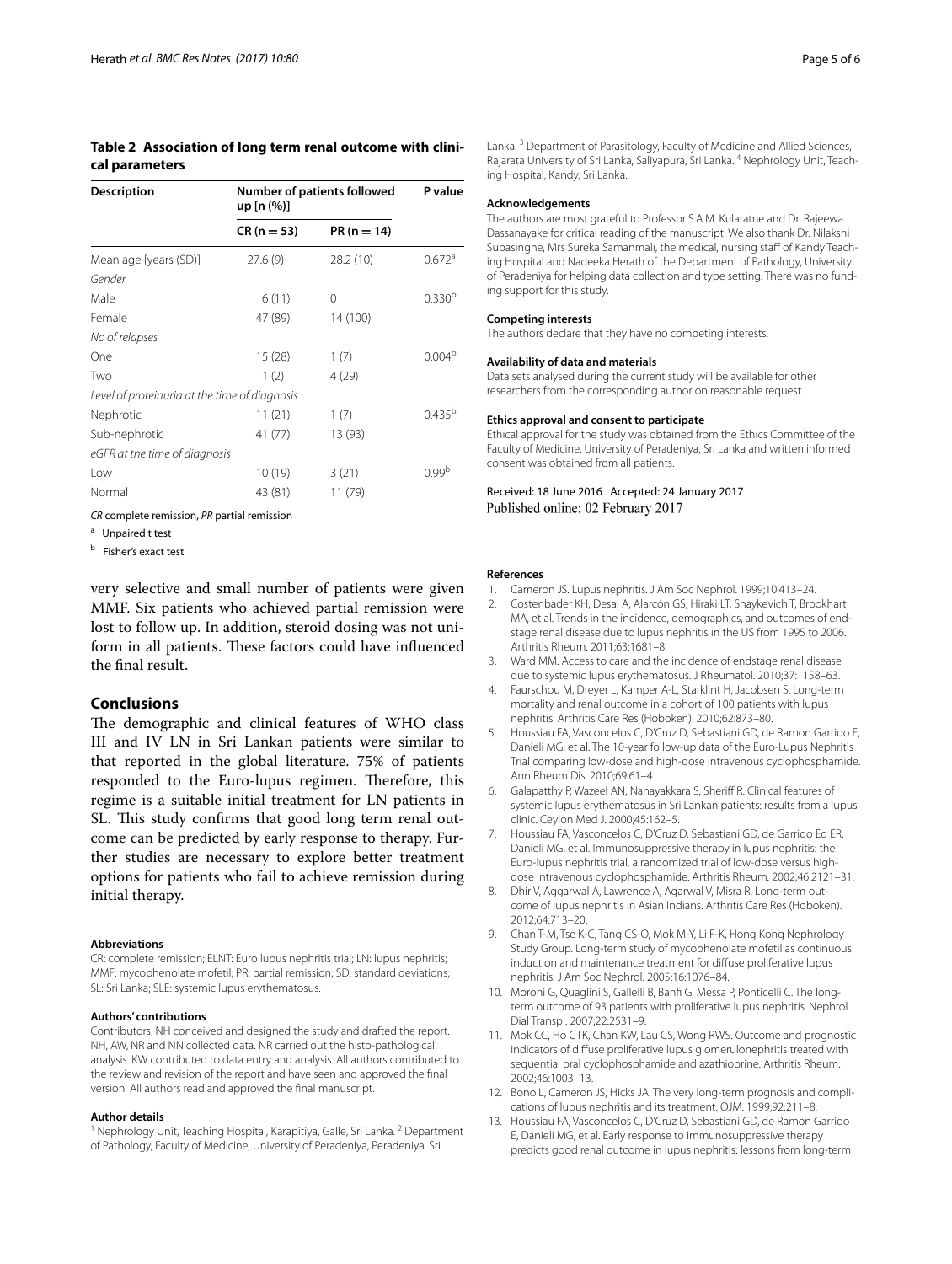**Table 2 Association of long term renal outcome with clinical parameters**

| Description | Number of patients followed up [n (%)] | | P value |
|---|---|---|---|
| | CR (n = 53) | PR (n = 14) | |
| Mean age [years (SD)] | 27.6 (9) | 28.2 (10) | 0.672[a] |
| *Gender* | | | |
| Male | 6 (11) | 0 | 0.330[b] |
| Female | 47 (89) | 14 (100) | |
| *No of relapses* | | | |
| One | 15 (28) | 1 (7) | 0.004[b] |
| Two | 1 (2) | 4 (29) | |
| *Level of proteinuria at the time of diagnosis* | | | |
| Nephrotic | 11 (21) | 1 (7) | 0.435[b] |
| Sub-nephrotic | 41 (77) | 13 (93) | |
| *eGFR at the time of diagnosis* | | | |
| Low | 10 (19) | 3 (21) | 0.99[b] |
| Normal | 43 (81) | 11 (79) | |

*CR* complete remission, *PR* partial remission

[a] Unpaired t test

[b] Fisher's exact test

very selective and small number of patients were given MMF. Six patients who achieved partial remission were lost to follow up. In addition, steroid dosing was not uniform in all patients. These factors could have influenced the final result.

## Conclusions

The demographic and clinical features of WHO class III and IV LN in Sri Lankan patients were similar to that reported in the global literature. 75% of patients responded to the Euro-lupus regimen. Therefore, this regime is a suitable initial treatment for LN patients in SL. This study confirms that good long term renal outcome can be predicted by early response to therapy. Further studies are necessary to explore better treatment options for patients who fail to achieve remission during initial therapy.

#### Abbreviations

CR: complete remission; ELNT: Euro lupus nephritis trial; LN: lupus nephritis; MMF: mycophenolate mofetil; PR: partial remission; SD: standard deviations; SL: Sri Lanka; SLE: systemic lupus erythematosus.

#### Authors' contributions

Contributors, NH conceived and designed the study and drafted the report. NH, AW, NR and NN collected data. NR carried out the histo-pathological analysis. KW contributed to data entry and analysis. All authors contributed to the review and revision of the report and have seen and approved the final version. All authors read and approved the final manuscript.

#### Author details

[1] Nephrology Unit, Teaching Hospital, Karapitiya, Galle, Sri Lanka. [2] Department of Pathology, Faculty of Medicine, University of Peradeniya, Peradeniya, Sri Lanka. [3] Department of Parasitology, Faculty of Medicine and Allied Sciences, Rajarata University of Sri Lanka, Saliyapura, Sri Lanka. [4] Nephrology Unit, Teaching Hospital, Kandy, Sri Lanka.

#### Acknowledgements

The authors are most grateful to Professor S.A.M. Kularatne and Dr. Rajeewa Dassanayake for critical reading of the manuscript. We also thank Dr. Nilakshi Subasinghe, Mrs Sureka Samanmali, the medical, nursing staff of Kandy Teaching Hospital and Nadeeka Herath of the Department of Pathology, University of Peradeniya for helping data collection and type setting. There was no funding support for this study.

#### Competing interests

The authors declare that they have no competing interests.

#### Availability of data and materials

Data sets analysed during the current study will be available for other researchers from the corresponding author on reasonable request.

#### Ethics approval and consent to participate

Ethical approval for the study was obtained from the Ethics Committee of the Faculty of Medicine, University of Peradeniya, Sri Lanka and written informed consent was obtained from all patients.

Received: 18 June 2016 Accepted: 24 January 2017
Published online: 02 February 2017

#### References

1. Cameron JS. Lupus nephritis. J Am Soc Nephrol. 1999;10:413–24.
2. Costenbader KH, Desai A, Alarcón GS, Hiraki LT, Shaykevich T, Brookhart MA, et al. Trends in the incidence, demographics, and outcomes of end-stage renal disease due to lupus nephritis in the US from 1995 to 2006. Arthritis Rheum. 2011;63:1681–8.
3. Ward MM. Access to care and the incidence of endstage renal disease due to systemic lupus erythematosus. J Rheumatol. 2010;37:1158–63.
4. Faurschou M, Dreyer L, Kamper A-L, Starklint H, Jacobsen S. Long-term mortality and renal outcome in a cohort of 100 patients with lupus nephritis. Arthritis Care Res (Hoboken). 2010;62:873–80.
5. Houssiau FA, Vasconcelos C, D'Cruz D, Sebastiani GD, de Ramon Garrido E, Danieli MG, et al. The 10-year follow-up data of the Euro-Lupus Nephritis Trial comparing low-dose and high-dose intravenous cyclophosphamide. Ann Rheum Dis. 2010;69:61–4.
6. Galapatthy P, Wazeel AN, Nanayakkara S, Sheriff R. Clinical features of systemic lupus erythematosus in Sri Lankan patients: results from a lupus clinic. Ceylon Med J. 2000;45:162–5.
7. Houssiau FA, Vasconcelos C, D'Cruz D, Sebastiani GD, de Garrido Ed ER, Danieli MG, et al. Immunosuppressive therapy in lupus nephritis: the Euro-lupus nephritis trial, a randomized trial of low-dose versus high-dose intravenous cyclophosphamide. Arthritis Rheum. 2002;46:2121–31.
8. Dhir V, Aggarwal A, Lawrence A, Agarwal V, Misra R. Long-term outcome of lupus nephritis in Asian Indians. Arthritis Care Res (Hoboken). 2012;64:713–20.
9. Chan T-M, Tse K-C, Tang CS-O, Mok M-Y, Li F-K, Hong Kong Nephrology Study Group. Long-term study of mycophenolate mofetil as continuous induction and maintenance treatment for diffuse proliferative lupus nephritis. J Am Soc Nephrol. 2005;16:1076–84.
10. Moroni G, Quaglini S, Gallelli B, Banfi G, Messa P, Ponticelli C. The long-term outcome of 93 patients with proliferative lupus nephritis. Nephrol Dial Transpl. 2007;22:2531–9.
11. Mok CC, Ho CTK, Chan KW, Lau CS, Wong RWS. Outcome and prognostic indicators of diffuse proliferative lupus glomerulonephritis treated with sequential oral cyclophosphamide and azathioprine. Arthritis Rheum. 2002;46:1003–13.
12. Bono L, Cameron JS, Hicks JA. The very long-term prognosis and complications of lupus nephritis and its treatment. QJM. 1999;92:211–8.
13. Houssiau FA, Vasconcelos C, D'Cruz D, Sebastiani GD, de Ramon Garrido E, Danieli MG, et al. Early response to immunosuppressive therapy predicts good renal outcome in lupus nephritis: lessons from long-term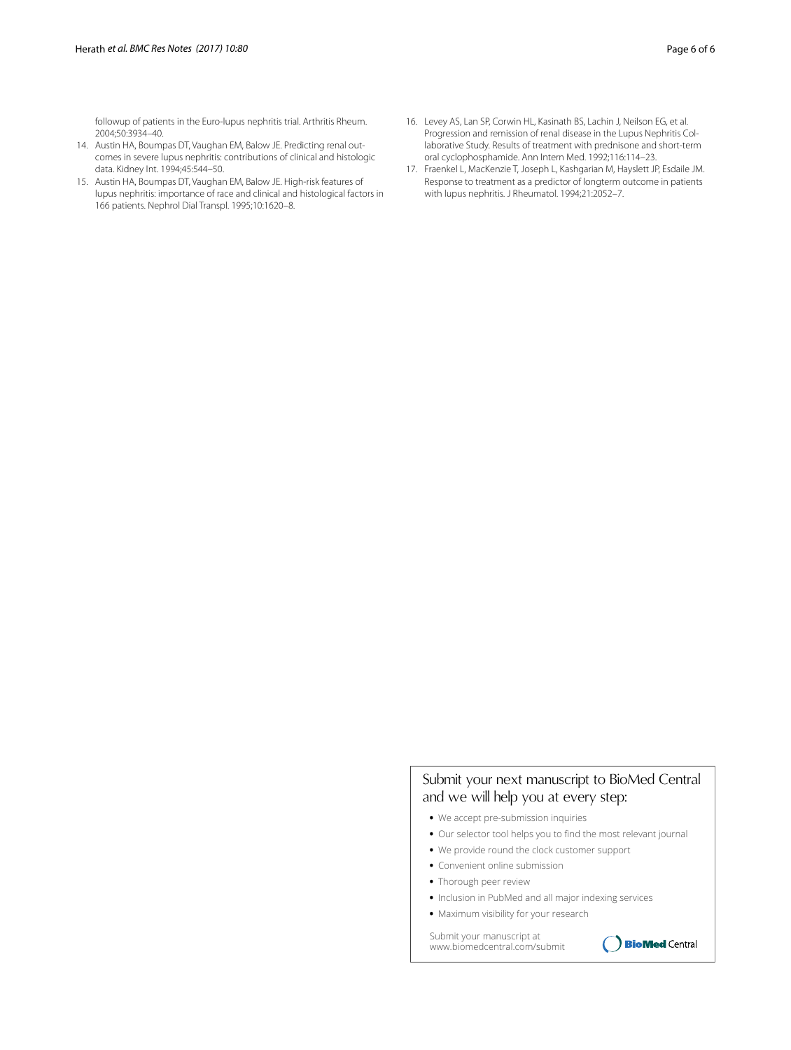followup of patients in the Euro-lupus nephritis trial. Arthritis Rheum. 2004;50:3934–40.

14. Austin HA, Boumpas DT, Vaughan EM, Balow JE. Predicting renal outcomes in severe lupus nephritis: contributions of clinical and histologic data. Kidney Int. 1994;45:544–50.
15. Austin HA, Boumpas DT, Vaughan EM, Balow JE. High-risk features of lupus nephritis: importance of race and clinical and histological factors in 166 patients. Nephrol Dial Transpl. 1995;10:1620–8.
16. Levey AS, Lan SP, Corwin HL, Kasinath BS, Lachin J, Neilson EG, et al. Progression and remission of renal disease in the Lupus Nephritis Collaborative Study. Results of treatment with prednisone and short-term oral cyclophosphamide. Ann Intern Med. 1992;116:114–23.
17. Fraenkel L, MacKenzie T, Joseph L, Kashgarian M, Hayslett JP, Esdaile JM. Response to treatment as a predictor of longterm outcome in patients with lupus nephritis. J Rheumatol. 1994;21:2052–7.

Submit your next manuscript to BioMed Central and we will help you at every step:

- We accept pre-submission inquiries
- Our selector tool helps you to find the most relevant journal
- We provide round the clock customer support
- Convenient online submission
- Thorough peer review
- Inclusion in PubMed and all major indexing services
- Maximum visibility for your research

Submit your manuscript at
www.biomedcentral.com/submit

BioMed Central